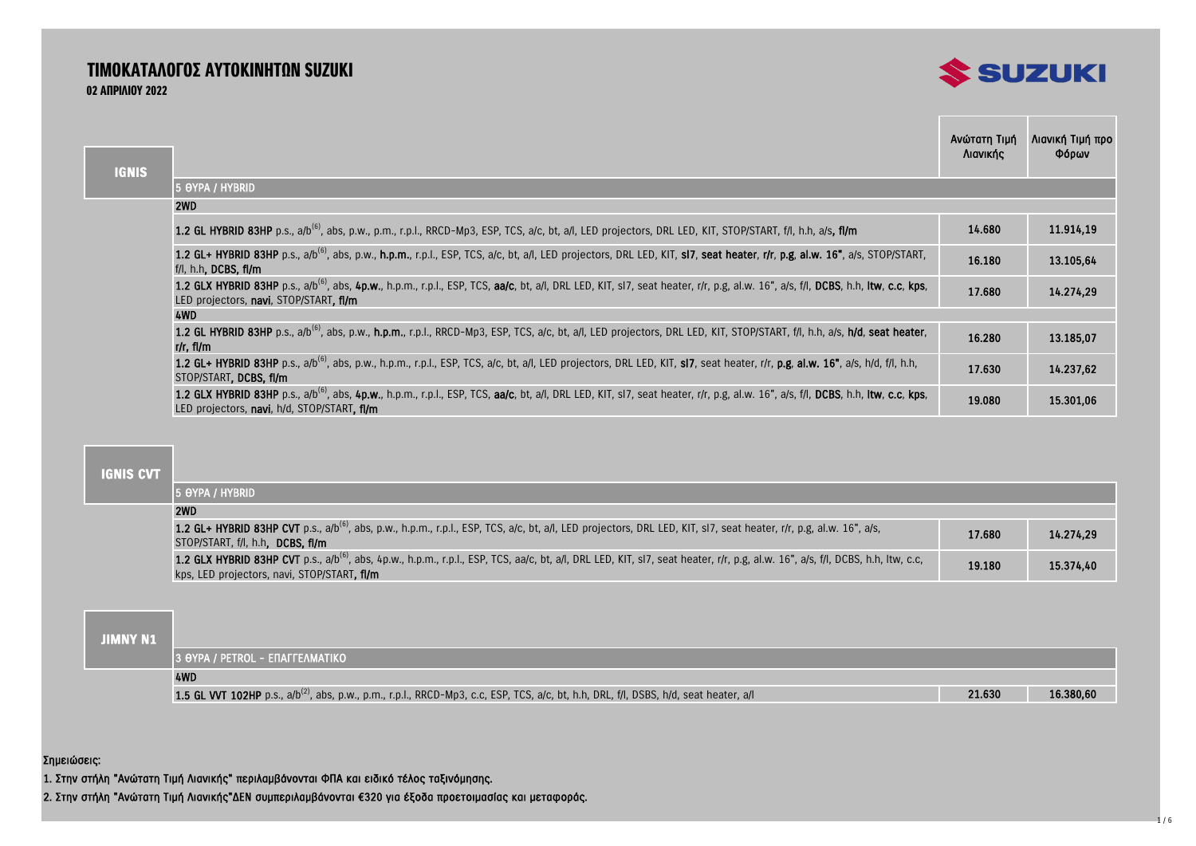# ΤΙΜΟΚΑΤΑΛΟΓΟΣ ΑΥΤΟΚΙΝΗΤΩΝ SUZUKI

**02 ΑΠΡΙΛΙΟΥ 2022**

## IGNIS

| | Ανώτατη Τιμή Λιανικής | Λιανική Τιμή προ Φόρων |
|---|---|---|
| **5 ΘΥΡΑ / HYBRID** | | |
| **2WD** | | |
| **1.2 GL HYBRID 83HP** p.s., a/b[6], abs, p.w., p.m., r.p.l., RRCD-Mp3, ESP, TCS, a/c, bt, a/l, LED projectors, DRL LED, KIT, STOP/START, f/l, h.h, a/s, **fl/m** | 14.680 | 11.914,19 |
| **1.2 GL+ HYBRID 83HP** p.s., a/b[6], abs, p.w., **h.p.m.**, r.p.l., ESP, TCS, a/c, bt, a/l, LED projectors, DRL LED, KIT, **sl7**, **seat heater**, **r/r**, **p.g**, **al.w. 16"**, a/s, STOP/START, f/l, h.h, **DCBS**, **fl/m** | 16.180 | 13.105,64 |
| **1.2 GLX HYBRID 83HP** p.s., a/b[6], abs, **4p.w.**, h.p.m., r.p.l., ESP, TCS, **aa/c**, bt, a/l, DRL LED, KIT, sl7, seat heater, r/r, p.g, al.w. 16", a/s, f/l, **DCBS**, h.h, **ltw**, **c.c**, **kps**, LED projectors, **navi**, STOP/START, **fl/m** | 17.680 | 14.274,29 |
| **4WD** | | |
| **1.2 GL HYBRID 83HP** p.s., a/b[6], abs, p.w., **h.p.m.**, r.p.l., RRCD-Mp3, ESP, TCS, a/c, bt, a/l, LED projectors, DRL LED, KIT, STOP/START, f/l, h.h, a/s, **h/d**, **seat heater**, **r/r**, **fl/m** | 16.280 | 13.185,07 |
| **1.2 GL+ HYBRID 83HP** p.s., a/b[6], abs, p.w., h.p.m., r.p.l., ESP, TCS, a/c, bt, a/l, LED projectors, DRL LED, KIT, **sl7**, seat heater, r/r, **p.g**, **al.w. 16"**, a/s, h/d, f/l, h.h, STOP/START, **DCBS**, **fl/m** | 17.630 | 14.237,62 |
| **1.2 GLX HYBRID 83HP** p.s., a/b[6], abs, **4p.w.**, h.p.m., r.p.l., ESP, TCS, **aa/c**, bt, a/l, DRL LED, KIT, sl7, seat heater, r/r, p.g, al.w. 16", a/s, f/l, **DCBS**, h.h, **ltw**, **c.c**, **kps**, LED projectors, **navi**, h/d, STOP/START, **fl/m** | 19.080 | 15.301,06 |

## IGNIS CVT

| | Ανώτατη Τιμή Λιανικής | Λιανική Τιμή προ Φόρων |
|---|---|---|
| **5 ΘΥΡΑ / HYBRID** | | |
| **2WD** | | |
| **1.2 GL+ HYBRID 83HP CVT** p.s., a/b[6], abs, p.w., h.p.m., r.p.l., ESP, TCS, a/c, bt, a/l, LED projectors, DRL LED, KIT, sl7, seat heater, r/r, p.g, al.w. 16", a/s, STOP/START, f/l, h.h, **DCBS, fl/m** | 17.680 | 14.274,29 |
| **1.2 GLX HYBRID 83HP CVT** p.s., a/b[6], abs, 4p.w., h.p.m., r.p.l., ESP, TCS, aa/c, bt, a/l, DRL LED, KIT, sl7, seat heater, r/r, p.g, al.w. 16", a/s, f/l, DCBS, h.h, ltw, c.c, kps, LED projectors, navi, STOP/START, **fl/m** | 19.180 | 15.374,40 |

## JIMNY N1

| | Ανώτατη Τιμή Λιανικής | Λιανική Τιμή προ Φόρων |
|---|---|---|
| **3 ΘΥΡΑ / PETROL - ΕΠΑΓΓΕΛΜΑΤΙΚΟ** | | |
| **4WD** | | |
| **1.5 GL VVT 102HP** p.s., a/b[2], abs, p.w., p.m., r.p.l., RRCD-Mp3, c.c, ESP, TCS, a/c, bt, h.h, DRL, f/l, DSBS, h/d, seat heater, a/l | 21.630 | 16.380,60 |

Σημειώσεις:

1. Στην στήλη "Ανώτατη Τιμή Λιανικής" περιλαμβάνονται ΦΠΑ και ειδικό τέλος ταξινόμησης.
2. Στην στήλη "Ανώτατη Τιμή Λιανικής"ΔΕΝ συμπεριλαμβάνονται €320 για έξοδα προετοιμασίας και μεταφοράς.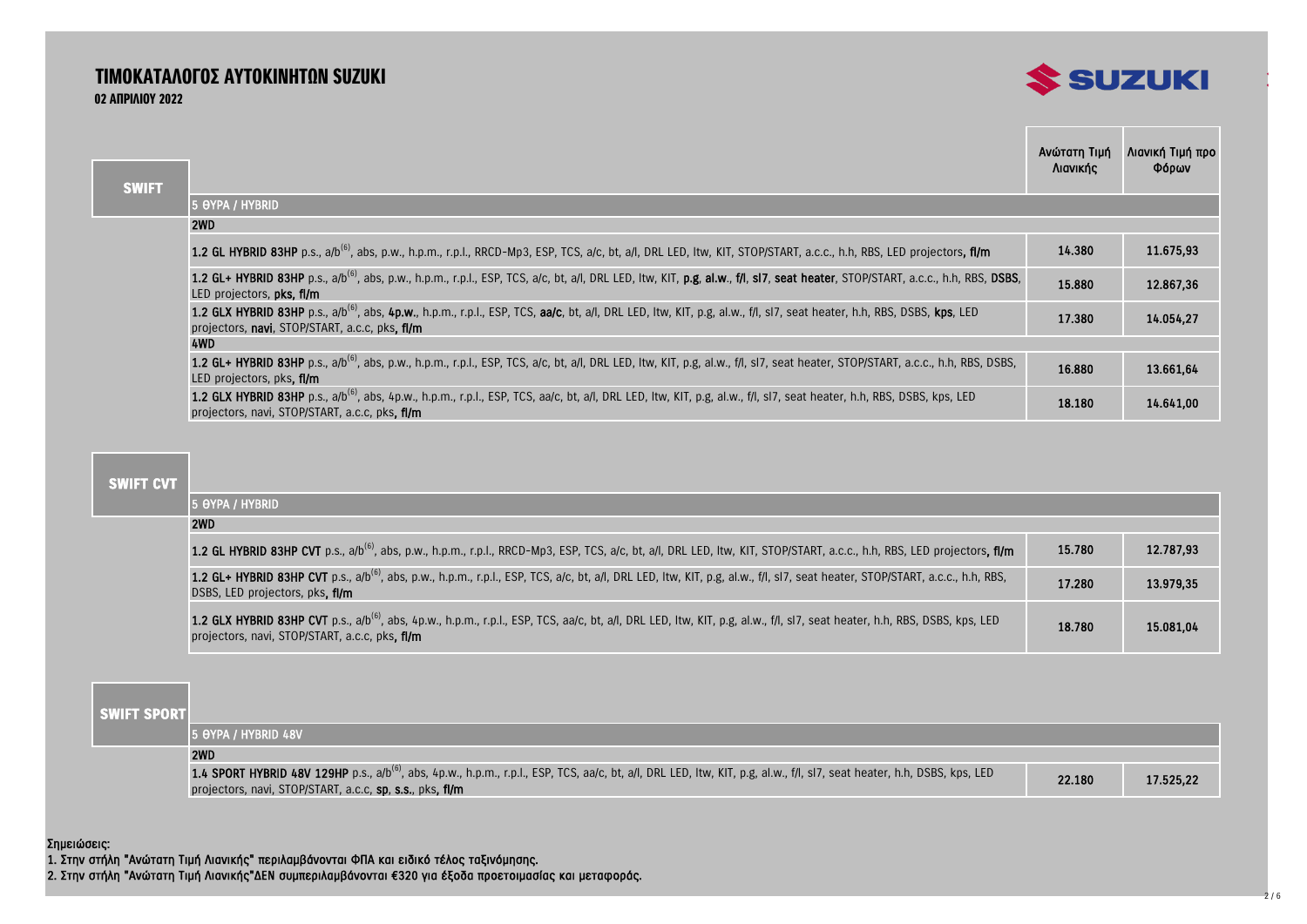# ΤΙΜΟΚΑΤΑΛΟΓΟΣ ΑΥΤΟΚΙΝΗΤΩΝ SUZUKI

**02 ΑΠΡΙΛΙΟΥ 2022**

| SWIFT | | Ανώτατη Τιμή Λιανικής | Λιανική Τιμή προ Φόρων |
|---|---|---|---|
| | **5 ΘΥΡΑ / HYBRID** | | |
| | **2WD** | | |
| | **1.2 GL HYBRID 83HP** p.s., a/b[6], abs, p.w., h.p.m., r.p.l., RRCD-Mp3, ESP, TCS, a/c, bt, a/l, DRL LED, ltw, KIT, STOP/START, a.c.c., h.h, RBS, LED projectors, **fl/m** | 14.380 | 11.675,93 |
| | **1.2 GL+ HYBRID 83HP** p.s., a/b[6], abs, p.w., h.p.m., r.p.l., ESP, TCS, a/c, bt, a/l, DRL LED, ltw, KIT, **p.g**, **al.w.**, **f/l**, **sl7**, **seat heater**, STOP/START, a.c.c., h.h, RBS, **DSBS**, LED projectors, **pks**, **fl/m** | 15.880 | 12.867,36 |
| | **1.2 GLX HYBRID 83HP** p.s., a/b[6], abs, **4p.w.**, h.p.m., r.p.l., ESP, TCS, **aa/c**, bt, a/l, DRL LED, ltw, KIT, p.g, al.w., f/l, sl7, seat heater, h.h, RBS, DSBS, **kps**, LED projectors, **navi**, STOP/START, a.c.c, pks, **fl/m** | 17.380 | 14.054,27 |
| | **4WD** | | |
| | **1.2 GL+ HYBRID 83HP** p.s., a/b[6], abs, p.w., h.p.m., r.p.l., ESP, TCS, a/c, bt, a/l, DRL LED, ltw, KIT, p.g, al.w., f/l, sl7, seat heater, STOP/START, a.c.c., h.h, RBS, DSBS, LED projectors, pks, **fl/m** | 16.880 | 13.661,64 |
| | **1.2 GLX HYBRID 83HP** p.s., a/b[6], abs, 4p.w., h.p.m., r.p.l., ESP, TCS, aa/c, bt, a/l, DRL LED, ltw, KIT, p.g, al.w., f/l, sl7, seat heater, h.h, RBS, DSBS, kps, LED projectors, navi, STOP/START, a.c.c, pks, **fl/m** | 18.180 | 14.641,00 |

| SWIFT CVT | | | |
|---|---|---|---|
| | **5 ΘΥΡΑ / HYBRID** | | |
| | **2WD** | | |
| | **1.2 GL HYBRID 83HP CVT** p.s., a/b[6], abs, p.w., h.p.m., r.p.l., RRCD-Mp3, ESP, TCS, a/c, bt, a/l, DRL LED, ltw, KIT, STOP/START, a.c.c., h.h, RBS, LED projectors, **fl/m** | 15.780 | 12.787,93 |
| | **1.2 GL+ HYBRID 83HP CVT** p.s., a/b[6], abs, p.w., h.p.m., r.p.l., ESP, TCS, a/c, bt, a/l, DRL LED, ltw, KIT, p.g, al.w., f/l, sl7, seat heater, STOP/START, a.c.c., h.h, RBS, DSBS, LED projectors, pks, **fl/m** | 17.280 | 13.979,35 |
| | **1.2 GLX HYBRID 83HP CVT** p.s., a/b[6], abs, 4p.w., h.p.m., r.p.l., ESP, TCS, aa/c, bt, a/l, DRL LED, ltw, KIT, p.g, al.w., f/l, sl7, seat heater, h.h, RBS, DSBS, kps, LED projectors, navi, STOP/START, a.c.c, pks, **fl/m** | 18.780 | 15.081,04 |

| SWIFT SPORT | | | |
|---|---|---|---|
| | **5 ΘΥΡΑ / HYBRID 48V** | | |
| | **2WD** | | |
| | **1.4 SPORT HYBRID 48V 129HP** p.s., a/b[6], abs, 4p.w., h.p.m., r.p.l., ESP, TCS, aa/c, bt, a/l, DRL LED, ltw, KIT, p.g, al.w., f/l, sl7, seat heater, h.h, DSBS, kps, LED projectors, navi, STOP/START, a.c.c, **sp**, **s.s.**, pks, **fl/m** | 22.180 | 17.525,22 |

Σημειώσεις:

1. Στην στήλη "Ανώτατη Τιμή Λιανικής" περιλαμβάνονται ΦΠΑ και ειδικό τέλος ταξινόμησης.
2. Στην στήλη "Ανώτατη Τιμή Λιανικής"ΔΕΝ συμπεριλαμβάνονται €320 για έξοδα προετοιμασίας και μεταφοράς.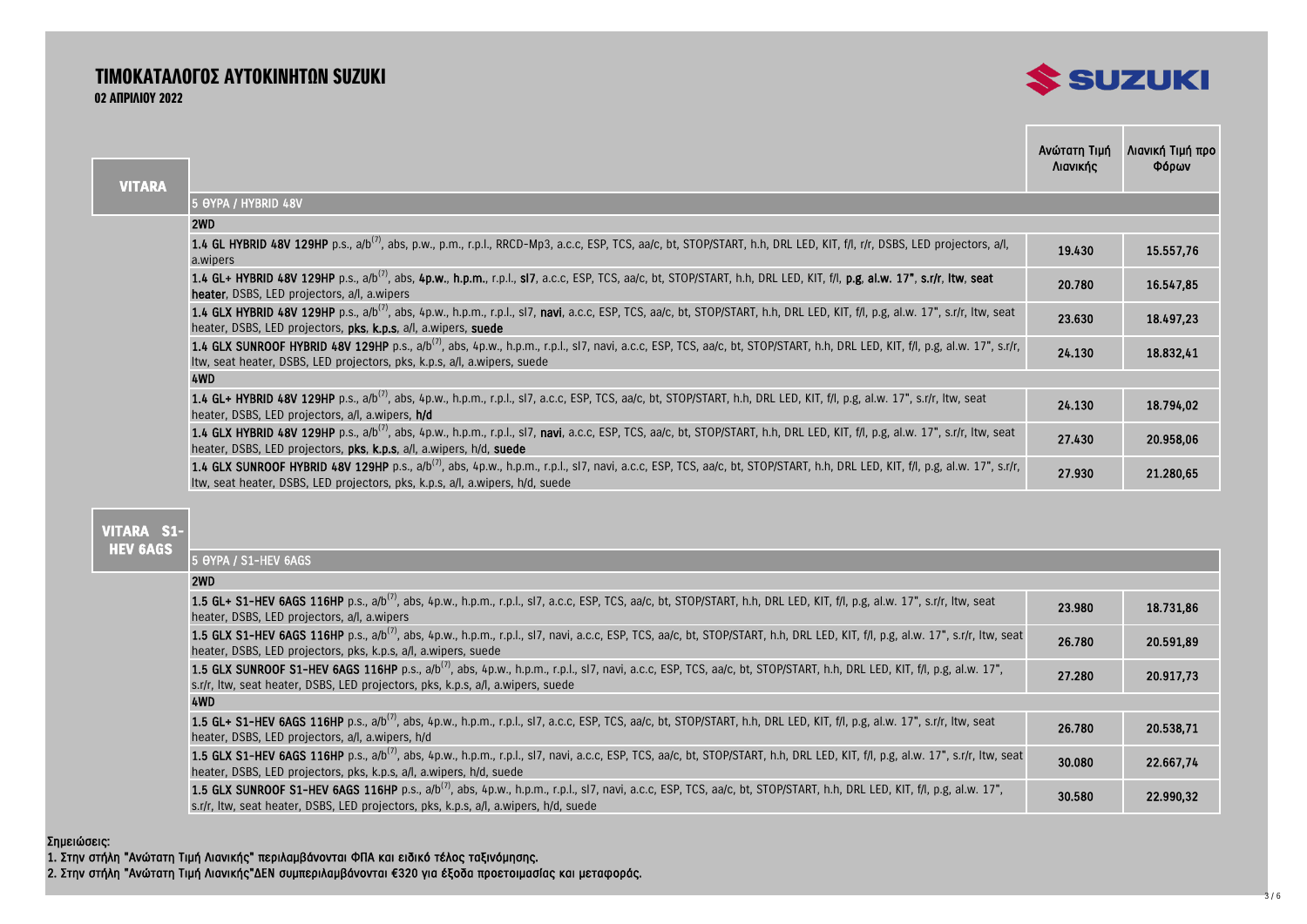# ΤΙΜΟΚΑΤΑΛΟΓΟΣ ΑΥΤΟΚΙΝΗΤΩΝ SUZUKI

**02 ΑΠΡΙΛΙΟΥ 2022**

## VITARA

| | Ανώτατη Τιμή Λιανικής | Λιανική Τιμή προ Φόρων |
|---|---|---|
| **5 ΘΥΡΑ / HYBRID 48V** | | |
| **2WD** | | |
| **1.4 GL HYBRID 48V 129HP** p.s., a/b[7], abs, p.w., p.m., r.p.l., RRCD-Mp3, a.c.c, ESP, TCS, aa/c, bt, STOP/START, h.h, DRL LED, KIT, f/l, r/r, DSBS, LED projectors, a/l, a.wipers | 19.430 | 15.557,76 |
| **1.4 GL+ HYBRID 48V 129HP** p.s., a/b[7], abs, **4p.w.**, **h.p.m.**, r.p.l., **sl7**, a.c.c, ESP, TCS, aa/c, bt, STOP/START, h.h, DRL LED, KIT, f/l, **p.g**, **al.w. 17"**, **s.r/r**, **ltw**, **seat heater**, DSBS, LED projectors, a/l, a.wipers | 20.780 | 16.547,85 |
| **1.4 GLX HYBRID 48V 129HP** p.s., a/b[7], abs, 4p.w., h.p.m., r.p.l., sl7, **navi**, a.c.c, ESP, TCS, aa/c, bt, STOP/START, h.h, DRL LED, KIT, f/l, p.g, al.w. 17", s.r/r, ltw, seat heater, DSBS, LED projectors, **pks**, **k.p.s**, a/l, a.wipers, **suede** | 23.630 | 18.497,23 |
| **1.4 GLX SUNROOF HYBRID 48V 129HP** p.s., a/b[7], abs, 4p.w., h.p.m., r.p.l., sl7, navi, a.c.c, ESP, TCS, aa/c, bt, STOP/START, h.h, DRL LED, KIT, f/l, p.g, al.w. 17", s.r/r, ltw, seat heater, DSBS, LED projectors, pks, k.p.s, a/l, a.wipers, suede | 24.130 | 18.832,41 |
| **4WD** | | |
| **1.4 GL+ HYBRID 48V 129HP** p.s., a/b[7], abs, 4p.w., h.p.m., r.p.l., sl7, a.c.c, ESP, TCS, aa/c, bt, STOP/START, h.h, DRL LED, KIT, f/l, p.g, al.w. 17", s.r/r, ltw, seat heater, DSBS, LED projectors, a/l, a.wipers, **h/d** | 24.130 | 18.794,02 |
| **1.4 GLX HYBRID 48V 129HP** p.s., a/b[7], abs, 4p.w., h.p.m., r.p.l., sl7, **navi**, a.c.c, ESP, TCS, aa/c, bt, STOP/START, h.h, DRL LED, KIT, f/l, p.g, al.w. 17", s.r/r, ltw, seat heater, DSBS, LED projectors, **pks**, **k.p.s**, a/l, a.wipers, h/d, **suede** | 27.430 | 20.958,06 |
| **1.4 GLX SUNROOF HYBRID 48V 129HP** p.s., a/b[7], abs, 4p.w., h.p.m., r.p.l., sl7, navi, a.c.c, ESP, TCS, aa/c, bt, STOP/START, h.h, DRL LED, KIT, f/l, p.g, al.w. 17", s.r/r, ltw, seat heater, DSBS, LED projectors, pks, k.p.s, a/l, a.wipers, h/d, suede | 27.930 | 21.280,65 |

## VITARA S1-HEV 6AGS

| | Ανώτατη Τιμή Λιανικής | Λιανική Τιμή προ Φόρων |
|---|---|---|
| **5 ΘΥΡΑ / S1-HEV 6AGS** | | |
| **2WD** | | |
| **1.5 GL+ S1-HEV 6AGS 116HP** p.s., a/b[7], abs, 4p.w., h.p.m., r.p.l., sl7, a.c.c, ESP, TCS, aa/c, bt, STOP/START, h.h, DRL LED, KIT, f/l, p.g, al.w. 17", s.r/r, ltw, seat heater, DSBS, LED projectors, a/l, a.wipers | 23.980 | 18.731,86 |
| **1.5 GLX S1-HEV 6AGS 116HP** p.s., a/b[7], abs, 4p.w., h.p.m., r.p.l., sl7, navi, a.c.c, ESP, TCS, aa/c, bt, STOP/START, h.h, DRL LED, KIT, f/l, p.g, al.w. 17", s.r/r, ltw, seat heater, DSBS, LED projectors, pks, k.p.s, a/l, a.wipers, suede | 26.780 | 20.591,89 |
| **1.5 GLX SUNROOF S1-HEV 6AGS 116HP** p.s., a/b[7], abs, 4p.w., h.p.m., r.p.l., sl7, navi, a.c.c, ESP, TCS, aa/c, bt, STOP/START, h.h, DRL LED, KIT, f/l, p.g, al.w. 17", s.r/r, ltw, seat heater, DSBS, LED projectors, pks, k.p.s, a/l, a.wipers, suede | 27.280 | 20.917,73 |
| **4WD** | | |
| **1.5 GL+ S1-HEV 6AGS 116HP** p.s., a/b[7], abs, 4p.w., h.p.m., r.p.l., sl7, a.c.c, ESP, TCS, aa/c, bt, STOP/START, h.h, DRL LED, KIT, f/l, p.g, al.w. 17", s.r/r, ltw, seat heater, DSBS, LED projectors, a/l, a.wipers, h/d | 26.780 | 20.538,71 |
| **1.5 GLX S1-HEV 6AGS 116HP** p.s., a/b[7], abs, 4p.w., h.p.m., r.p.l., sl7, navi, a.c.c, ESP, TCS, aa/c, bt, STOP/START, h.h, DRL LED, KIT, f/l, p.g, al.w. 17", s.r/r, ltw, seat heater, DSBS, LED projectors, pks, k.p.s, a/l, a.wipers, h/d, suede | 30.080 | 22.667,74 |
| **1.5 GLX SUNROOF S1-HEV 6AGS 116HP** p.s., a/b[7], abs, 4p.w., h.p.m., r.p.l., sl7, navi, a.c.c, ESP, TCS, aa/c, bt, STOP/START, h.h, DRL LED, KIT, f/l, p.g, al.w. 17", s.r/r, ltw, seat heater, DSBS, LED projectors, pks, k.p.s, a/l, a.wipers, h/d, suede | 30.580 | 22.990,32 |

Σημειώσεις:

1. Στην στήλη "Ανώτατη Τιμή Λιανικής" περιλαμβάνονται ΦΠΑ και ειδικό τέλος ταξινόμησης.
2. Στην στήλη "Ανώτατη Τιμή Λιανικής"ΔΕΝ συμπεριλαμβάνονται €320 για έξοδα προετοιμασίας και μεταφοράς.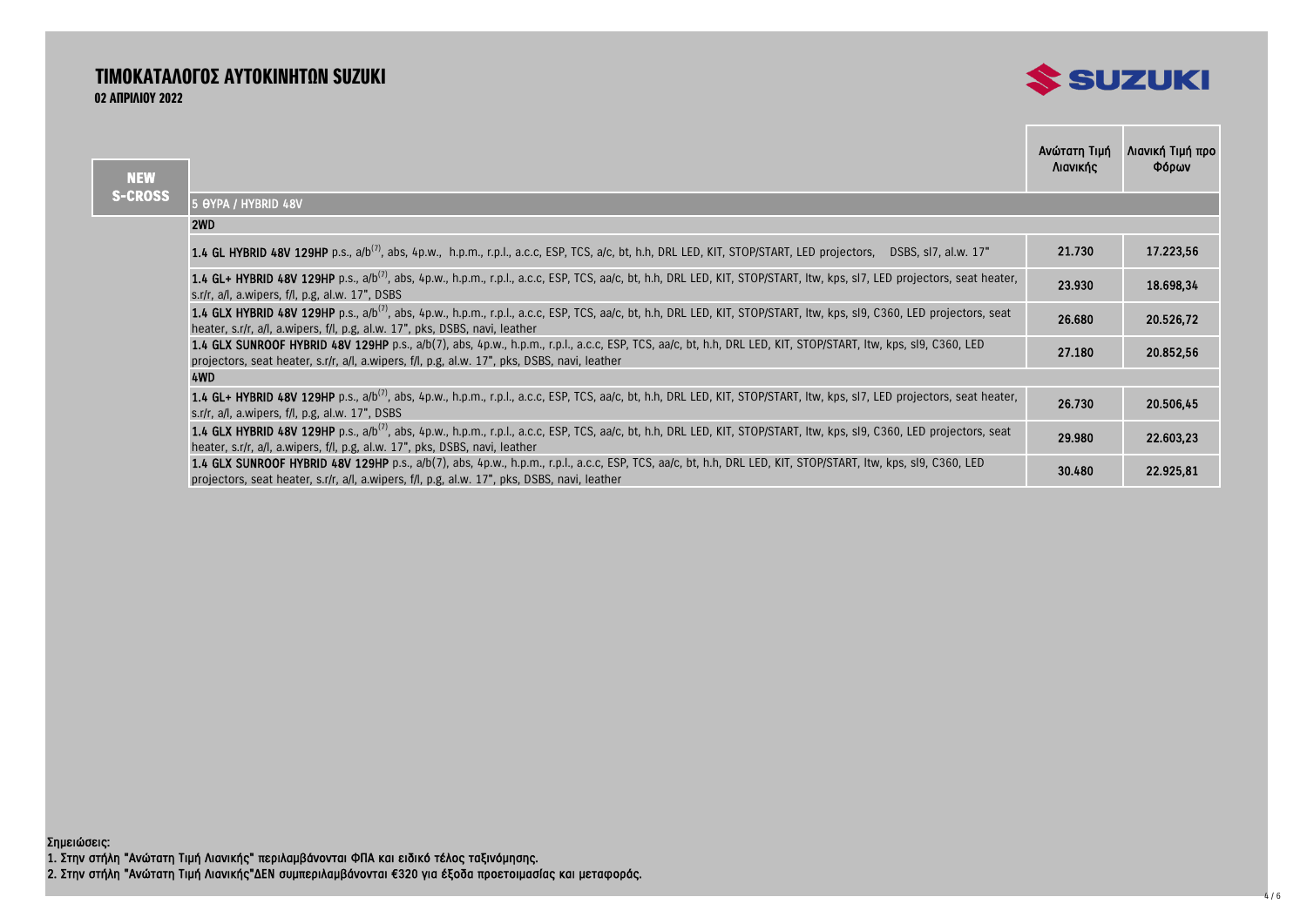# ΤΙΜΟΚΑΤΑΛΟΓΟΣ ΑΥΤΟΚΙΝΗΤΩΝ SUZUKI

**02 ΑΠΡΙΛΙΟΥ 2022**

## NEW S-CROSS

| | Ανώτατη Τιμή Λιανικής | Λιανική Τιμή προ Φόρων |
|---|---|---|
| **5 ΘΥΡΑ / HYBRID 48V** | | |
| **2WD** | | |
| **1.4 GL HYBRID 48V 129HP** p.s., a/b[7], abs, 4p.w., h.p.m., r.p.l., a.c.c, ESP, TCS, a/c, bt, h.h, DRL LED, KIT, STOP/START, LED projectors, DSBS, sl7, al.w. 17" | 21.730 | 17.223,56 |
| **1.4 GL+ HYBRID 48V 129HP** p.s., a/b[7], abs, 4p.w., h.p.m., r.p.l., a.c.c, ESP, TCS, aa/c, bt, h.h, DRL LED, KIT, STOP/START, ltw, kps, sl7, LED projectors, seat heater, s.r/r, a/l, a.wipers, f/l, p.g, al.w. 17", DSBS | 23.930 | 18.698,34 |
| **1.4 GLX HYBRID 48V 129HP** p.s., a/b[7], abs, 4p.w., h.p.m., r.p.l., a.c.c, ESP, TCS, aa/c, bt, h.h, DRL LED, KIT, STOP/START, ltw, kps, sl9, C360, LED projectors, seat heater, s.r/r, a/l, a.wipers, f/l, p.g, al.w. 17", pks, DSBS, navi, leather | 26.680 | 20.526,72 |
| **1.4 GLX SUNROOF HYBRID 48V 129HP** p.s., a/b(7), abs, 4p.w., h.p.m., r.p.l., a.c.c, ESP, TCS, aa/c, bt, h.h, DRL LED, KIT, STOP/START, ltw, kps, sl9, C360, LED projectors, seat heater, s.r/r, a/l, a.wipers, f/l, p.g, al.w. 17", pks, DSBS, navi, leather | 27.180 | 20.852,56 |
| **4WD** | | |
| **1.4 GL+ HYBRID 48V 129HP** p.s., a/b[7], abs, 4p.w., h.p.m., r.p.l., a.c.c, ESP, TCS, aa/c, bt, h.h, DRL LED, KIT, STOP/START, ltw, kps, sl7, LED projectors, seat heater, s.r/r, a/l, a.wipers, f/l, p.g, al.w. 17", DSBS | 26.730 | 20.506,45 |
| **1.4 GLX HYBRID 48V 129HP** p.s., a/b[7], abs, 4p.w., h.p.m., r.p.l., a.c.c, ESP, TCS, aa/c, bt, h.h, DRL LED, KIT, STOP/START, ltw, kps, sl9, C360, LED projectors, seat heater, s.r/r, a/l, a.wipers, f/l, p.g, al.w. 17", pks, DSBS, navi, leather | 29.980 | 22.603,23 |
| **1.4 GLX SUNROOF HYBRID 48V 129HP** p.s., a/b(7), abs, 4p.w., h.p.m., r.p.l., a.c.c, ESP, TCS, aa/c, bt, h.h, DRL LED, KIT, STOP/START, ltw, kps, sl9, C360, LED projectors, seat heater, s.r/r, a/l, a.wipers, f/l, p.g, al.w. 17", pks, DSBS, navi, leather | 30.480 | 22.925,81 |

Σημειώσεις:

1. Στην στήλη "Ανώτατη Τιμή Λιανικής" περιλαμβάνονται ΦΠΑ και ειδικό τέλος ταξινόμησης.
2. Στην στήλη "Ανώτατη Τιμή Λιανικής"ΔΕΝ συμπεριλαμβάνονται €320 για έξοδα προετοιμασίας και μεταφοράς.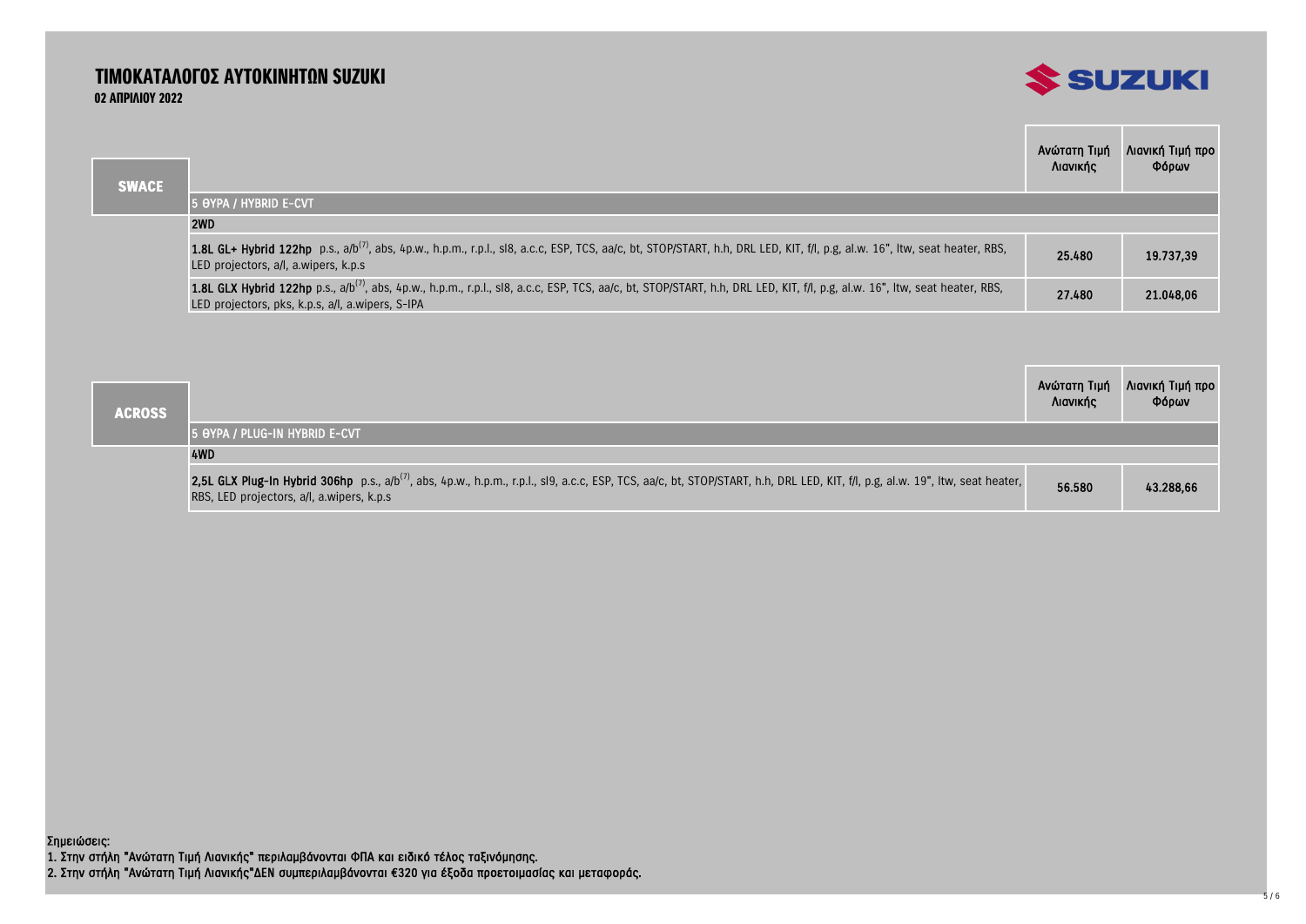# ΤΙΜΟΚΑΤΑΛΟΓΟΣ ΑΥΤΟΚΙΝΗΤΩΝ SUZUKI

**02 ΑΠΡΙΛΙΟΥ 2022**

## SWACE

| | Ανώτατη Τιμή Λιανικής | Λιανική Τιμή προ Φόρων |
|---|---|---|
| **5 ΘΥΡΑ / HYBRID E-CVT** | | |
| **2WD** | | |
| **1.8L GL+ Hybrid 122hp** p.s., a/b[7], abs, 4p.w., h.p.m., r.p.l., sl8, a.c.c, ESP, TCS, aa/c, bt, STOP/START, h.h, DRL LED, KIT, f/l, p.g, al.w. 16", ltw, seat heater, RBS, LED projectors, a/l, a.wipers, k.p.s | 25.480 | 19.737,39 |
| **1.8L GLX Hybrid 122hp** p.s., a/b[7], abs, 4p.w., h.p.m., r.p.l., sl8, a.c.c, ESP, TCS, aa/c, bt, STOP/START, h.h, DRL LED, KIT, f/l, p.g, al.w. 16", ltw, seat heater, RBS, LED projectors, pks, k.p.s, a/l, a.wipers, S-IPA | 27.480 | 21.048,06 |

## ACROSS

| | Ανώτατη Τιμή Λιανικής | Λιανική Τιμή προ Φόρων |
|---|---|---|
| **5 ΘΥΡΑ / PLUG-IN HYBRID E-CVT** | | |
| **4WD** | | |
| **2,5L GLX Plug-In Hybrid 306hp** p.s., a/b[7], abs, 4p.w., h.p.m., r.p.l., sl9, a.c.c, ESP, TCS, aa/c, bt, STOP/START, h.h, DRL LED, KIT, f/l, p.g, al.w. 19", ltw, seat heater, RBS, LED projectors, a/l, a.wipers, k.p.s | 56.580 | 43.288,66 |

Σημειώσεις:

1. Στην στήλη "Ανώτατη Τιμή Λιανικής" περιλαμβάνονται ΦΠΑ και ειδικό τέλος ταξινόμησης.
2. Στην στήλη "Ανώτατη Τιμή Λιανικής"ΔΕΝ συμπεριλαμβάνονται €320 για έξοδα προετοιμασίας και μεταφοράς.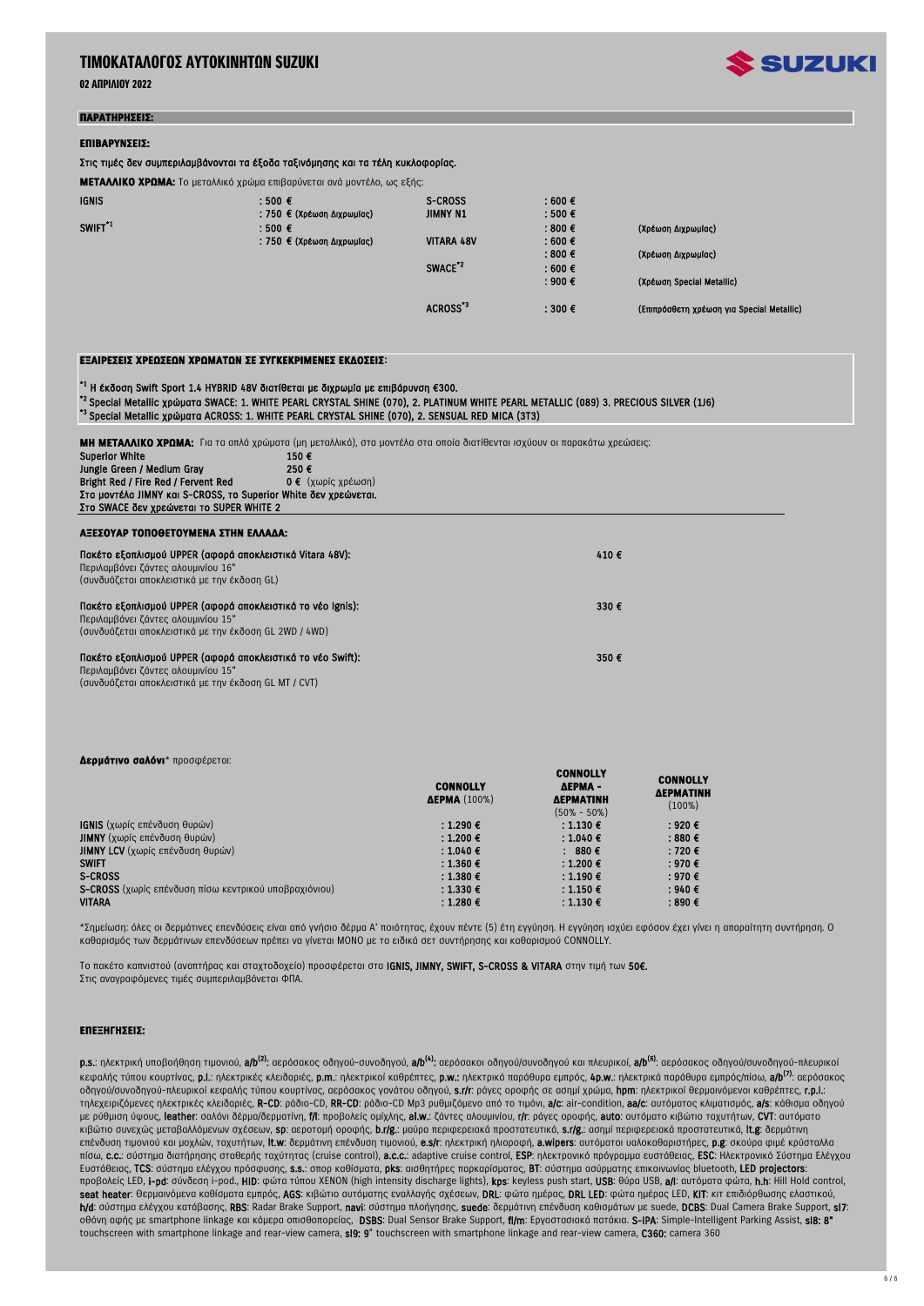# ΤΙΜΟΚΑΤΑΛΟΓΟΣ ΑΥΤΟΚΙΝΗΤΩΝ SUZUKI

**02 ΑΠΡΙΛΙΟΥ 2022**

## ΠΑΡΑΤΗΡΗΣΕΙΣ:

### ΕΠΙΒΑΡΥΝΣΕΙΣ:

Στις τιμές δεν συμπεριλαμβάνονται τα έξοδα ταξινόμησης και τα τέλη κυκλοφορίας.

**ΜΕΤΑΛΛΙΚΟ ΧΡΩΜΑ:** Το μεταλλικό χρώμα επιβαρύνεται ανά μοντέλο, ως εξής:

| | | | | |
|---|---|---|---|---|
| IGNIS | : 500 € | S-CROSS | : 600 € | |
| | : 750 € (Χρέωση Διχρωμίας) | JIMNY N1 | : 500 € | |
| SWIFT[*1] | : 500 € | | : 800 € | (Χρέωση Διχρωμίας) |
| | : 750 € (Χρέωση Διχρωμίας) | VITARA 48V | : 600 € | |
| | | | : 800 € | (Χρέωση Διχρωμίας) |
| | | SWACE[*2] | : 600 € | |
| | | | : 900 € | (Χρέωση Special Metallic) |
| | | ACROSS[*3] | : 300 € | (Επιπρόσθετη χρέωση για Special Metallic) |

### ΕΞΑΙΡΕΣΕΙΣ ΧΡΕΩΣΕΩΝ ΧΡΩΜΑΤΩΝ ΣΕ ΣΥΓΚΕΚΡΙΜΕΝΕΣ ΕΚΔΟΣΕΙΣ:

[*1] Η έκδοση Swift Sport 1.4 HYBRID 48V διατίθεται με διχρωμία με επιβάρυνση €300.
[*2] Special Metallic χρώματα SWACE: 1. WHITE PEARL CRYSTAL SHINE (070), 2. PLATINUM WHITE PEARL METALLIC (089) 3. PRECIOUS SILVER (1J6)
[*3] Special Metallic χρώματα ACROSS: 1. WHITE PEARL CRYSTAL SHINE (070), 2. SENSUAL RED MICA (3T3)

**ΜΗ ΜΕΤΑΛΛΙΚΟ ΧΡΩΜΑ:** Για τα απλά χρώματα (μη μεταλλικά), στα μοντέλα στα οποία διατίθενται ισχύουν οι παρακάτω χρεώσεις:

| | |
|---|---|
| Superior White | 150 € |
| Jungle Green / Medium Gray | 250 € |
| Bright Red / Fire Red / Fervent Red | 0 € (χωρίς χρέωση) |

Στα μοντέλα JIMNY και S-CROSS, το Superior White δεν χρεώνεται.
Στο SWACE δεν χρεώνεται το SUPER WHITE 2

### ΑΞΕΣΟΥΑΡ ΤΟΠΟΘΕΤΟΥΜΕΝΑ ΣΤΗΝ ΕΛΛΑΔΑ:

| | |
|---|---|
| **Πακέτο εξοπλισμού UPPER (αφορά αποκλειστικά Vitara 48V):**<br>Περιλαμβάνει ζάντες αλουμινίου 16"<br>(συνδυάζεται αποκλειστικά με την έκδοση GL) | 410 € |
| **Πακέτο εξοπλισμού UPPER (αφορά αποκλειστικά το νέο Ignis):**<br>Περιλαμβάνει ζάντες αλουμινίου 15"<br>(συνδυάζεται αποκλειστικά με την έκδοση GL 2WD / 4WD) | 330 € |
| **Πακέτο εξοπλισμού UPPER (αφορά αποκλειστικά το νέο Swift):**<br>Περιλαμβάνει ζάντες αλουμινίου 15"<br>(συνδυάζεται αποκλειστικά με την έκδοση GL MT / CVT) | 350 € |

**Δερμάτινο σαλόνι*** προσφέρεται:

| | CONNOLLY ΔΕΡΜΑ (100%) | CONNOLLY ΔΕΡΜΑ - ΔΕΡΜΑΤΙΝΗ (50% - 50%) | CONNOLLY ΔΕΡΜΑΤΙΝΗ (100%) |
|---|---|---|---|
| IGNIS (χωρίς επένδυση θυρών) | : 1.290 € | : 1.130 € | : 920 € |
| JIMNY (χωρίς επένδυση θυρών) | : 1.200 € | : 1.040 € | : 880 € |
| JIMNY LCV (χωρίς επένδυση θυρών) | : 1.040 € | : 880 € | : 720 € |
| SWIFT | : 1.360 € | : 1.200 € | : 970 € |
| S-CROSS | : 1.380 € | : 1.190 € | : 970 € |
| S-CROSS (χωρίς επένδυση πίσω κεντρικού υποβραχιόνιου) | : 1.330 € | : 1.150 € | : 940 € |
| VITARA | : 1.280 € | : 1.130 € | : 890 € |

*Σημείωση: όλες οι δερμάτινες επενδύσεις είναι από γνήσιο δέρμα Α' ποιότητας, έχουν πέντε (5) έτη εγγύηση. Η εγγύηση ισχύει εφόσον έχει γίνει η απαραίτητη συντήρηση. Ο καθαρισμός των δερμάτινων επενδύσεων πρέπει να γίνεται ΜΟΝΟ με τα ειδικά σετ συντήρησης και καθαρισμού CONNOLLY.

Το πακέτο καπνιστού (αναπτήρας και σταχτοδοχείο) προσφέρεται στα **IGNIS, JIMNY, SWIFT, S-CROSS & VITARA** στην τιμή των **50€.**
Στις αναγραφόμενες τιμές συμπεριλαμβάνεται ΦΠΑ.

### ΕΠΕΞΗΓΗΣΕΙΣ:

**p.s.**: ηλεκτρική υποβοήθηση τιμονιού, **a/b(2)**: αερόσακος οδηγού-συνοδηγού, **a/b(4)**: αερόσακοι οδηγού/συνοδηγού και πλευρικοί, **a/b(6)**: αερόσακος οδηγού/συνοδηγού-πλευρικοί κεφαλής τύπου κουρτίνας, **p.l.**: ηλεκτρικές κλειδαριές, **p.m.**: ηλεκτρικοί καθρέπτες, **p.w.**: ηλεκτρικά παράθυρα εμπρός, **4p.w.**: ηλεκτρικά παράθυρα εμπρός/πίσω, **a/b(7)**: αερόσακος οδηγού/συνοδηγού-πλευρικοί κεφαλής τύπου κουρτίνας, αερόσακος γονάτου οδηγού, **s.r/r**: ράγες οροφής σε ασημί χρώμα, **hpm**: ηλεκτρικοί θερμαινόμενοι καθρέπτες, **r.p.l.**: τηλεχειριζόμενες ηλεκτρικές κλειδαριές, **R-CD**: ράδιο-CD, **RR-CD**: ράδιο-CD Mp3 ρυθμιζόμενο από το τιμόνι, **a/c**: air-condition, **aa/c**: αυτόματος κλιματισμός, **a/s**: κάθισμα οδηγού με ρύθμιση ύψους, **leather**: σαλόνι δέρμα/δερματίνη, **f/l**: προβολείς ομίχλης, **al.w.**: ζάντες αλουμινίου, **r/r**: ράγες οροφής, **auto**: αυτόματο κιβώτιο ταχυτήτων, **CVT**: αυτόματο κιβώτιο συνεχώς μεταβαλλόμενων σχέσεων, **sp**: αεροτομή οροφής, **b.r/g.**: μαύρα περιφερειακά προστατευτικά, **s.r/g.**: ασημί περιφερειακά προστατευτικά, **lt.g**: δερμάτινη επένδυση τιμονιού και μοχλών, ταχυτήτων, **lt.w**: δερμάτινη επένδυση τιμονιού, **e.s/r**: ηλεκτρική ηλιοροφή, **a.wipers**: αυτόματοι υαλοκαθαριστήρες, **p.g**: σκούρα φιμέ κρύσταλλα πίσω, **c.c.**: σύστημα διατήρησης σταθερής ταχύτητας (cruise control), **a.c.c.**: adaptive cruise control, **ESP**: ηλεκτρονικό πρόγραμμα ευστάθειας, **ESC**: Ηλεκτρονικό Σύστημα Ελέγχου Ευστάθειας, **TCS**: σύστημα ελέγχου πρόσφυσης, **s.s.**: σπορ καθίσματα, **pks**: αισθητήρες παρκαρίσματος, **BT**: σύστημα ασύρματης επικοινωνίας bluetooth, **LED projectors**: προβολείς LED, **i-pd**: σύνδεση i-pod., **HID**: φώτα τύπου XENON (high intensity discharge lights), **kps**: keyless push start, **USB**: θύρα USB, **a/l**: αυτόματα φώτα, **h.h**: Hill Hold control, **seat heater**: Θερμαινόμενα καθίσματα εμπρός, **AGS**: κιβώτιο αυτόματης εναλλαγής σχέσεων, **DRL**: φώτα ημέρας, **DRL LED**: φώτα ημέρας LED, **KIT**: κιτ επιδιόρθωσης ελαστικού, **h/d**: σύστημα ελέγχου κατάβασης, **RBS**: Radar Brake Support, **navi**: σύστημα πλοήγησης, **suede**: δερμάτινη επένδυση καθισμάτων με suede, **DCBS**: Dual Camera Brake Support, **sl7**: οθόνη αφής με smartphone linkage και κάμερα οπισθοπορείας, **DSBS**: Dual Sensor Brake Support, **fl/m**: Εργοστασιακά πατάκια. **S-IPA**: Simple-Intelligent Parking Assist, **sl8: 8"** touchscreen with smartphone linkage and rear-view camera, **sl9: 9"** touchscreen with smartphone linkage and rear-view camera, **C360:** camera 360